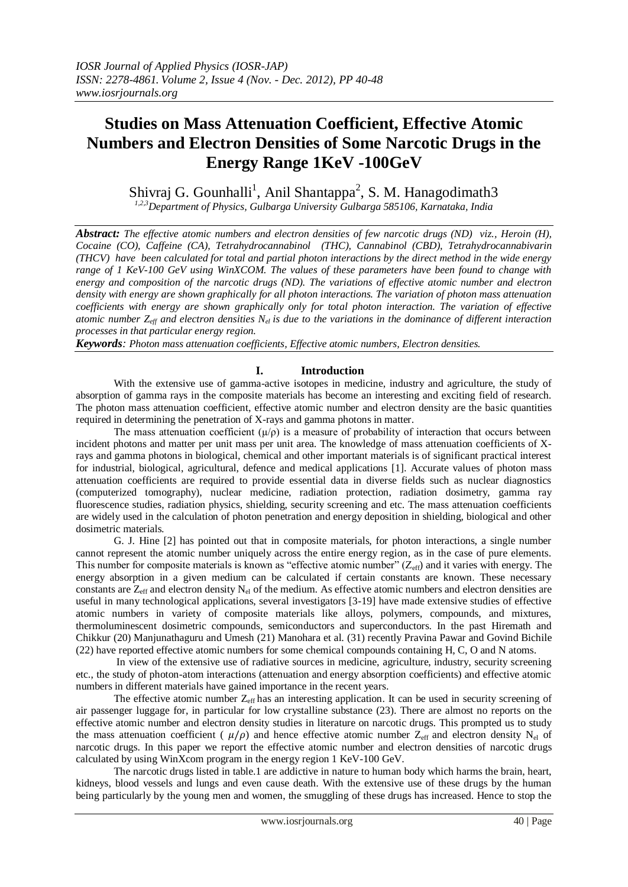# Studies on Mass Attenuation Coefficient, Effective Atomic Numbers and Electron Densities of Some Narcotic Drugs in the Energy Range 1KeV -100GeV

Shivraj G. Gounhalli[1], Anil Shantappa[2], S. M. Hanagodimath3

[1,2,3]Department of Physics, Gulbarga University Gulbarga 585106, Karnataka, India

***Abstract:*** *The effective atomic numbers and electron densities of few narcotic drugs (ND) viz., Heroin (H), Cocaine (CO), Caffeine (CA), Tetrahydrocannabinol (THC), Cannabinol (CBD), Tetrahydrocannabivarin (THCV) have been calculated for total and partial photon interactions by the direct method in the wide energy range of 1 KeV-100 GeV using WinXCOM. The values of these parameters have been found to change with energy and composition of the narcotic drugs (ND). The variations of effective atomic number and electron density with energy are shown graphically for all photon interactions. The variation of photon mass attenuation coefficients with energy are shown graphically only for total photon interaction. The variation of effective atomic number $Z_{eff}$ and electron densities $N_{el}$ is due to the variations in the dominance of different interaction processes in that particular energy region.*

***Keywords****: Photon mass attenuation coefficients, Effective atomic numbers, Electron densities.*

## I. Introduction

With the extensive use of gamma-active isotopes in medicine, industry and agriculture, the study of absorption of gamma rays in the composite materials has become an interesting and exciting field of research. The photon mass attenuation coefficient, effective atomic number and electron density are the basic quantities required in determining the penetration of X-rays and gamma photons in matter.

The mass attenuation coefficient ($\mu/\rho$) is a measure of probability of interaction that occurs between incident photons and matter per unit mass per unit area. The knowledge of mass attenuation coefficients of X-rays and gamma photons in biological, chemical and other important materials is of significant practical interest for industrial, biological, agricultural, defence and medical applications [1]. Accurate values of photon mass attenuation coefficients are required to provide essential data in diverse fields such as nuclear diagnostics (computerized tomography), nuclear medicine, radiation protection, radiation dosimetry, gamma ray fluorescence studies, radiation physics, shielding, security screening and etc. The mass attenuation coefficients are widely used in the calculation of photon penetration and energy deposition in shielding, biological and other dosimetric materials.

G. J. Hine [2] has pointed out that in composite materials, for photon interactions, a single number cannot represent the atomic number uniquely across the entire energy region, as in the case of pure elements. This number for composite materials is known as "effective atomic number" ($Z_{eff}$) and it varies with energy. The energy absorption in a given medium can be calculated if certain constants are known. These necessary constants are $Z_{eff}$ and electron density $N_{el}$ of the medium. As effective atomic numbers and electron densities are useful in many technological applications, several investigators [3-19] have made extensive studies of effective atomic numbers in variety of composite materials like alloys, polymers, compounds, and mixtures, thermoluminescent dosimetric compounds, semiconductors and superconductors. In the past Hiremath and Chikkur (20) Manjunathaguru and Umesh (21) Manohara et al. (31) recently Pravina Pawar and Govind Bichile (22) have reported effective atomic numbers for some chemical compounds containing H, C, O and N atoms.

In view of the extensive use of radiative sources in medicine, agriculture, industry, security screening etc., the study of photon-atom interactions (attenuation and energy absorption coefficients) and effective atomic numbers in different materials have gained importance in the recent years.

The effective atomic number $Z_{eff}$ has an interesting application. It can be used in security screening of air passenger luggage for, in particular for low crystalline substance (23). There are almost no reports on the effective atomic number and electron density studies in literature on narcotic drugs. This prompted us to study the mass attenuation coefficient ($\mu/\rho$) and hence effective atomic number $Z_{eff}$ and electron density $N_{el}$ of narcotic drugs. In this paper we report the effective atomic number and electron densities of narcotic drugs calculated by using WinXcom program in the energy region 1 KeV-100 GeV.

The narcotic drugs listed in table.1 are addictive in nature to human body which harms the brain, heart, kidneys, blood vessels and lungs and even cause death. With the extensive use of these drugs by the human being particularly by the young men and women, the smuggling of these drugs has increased. Hence to stop the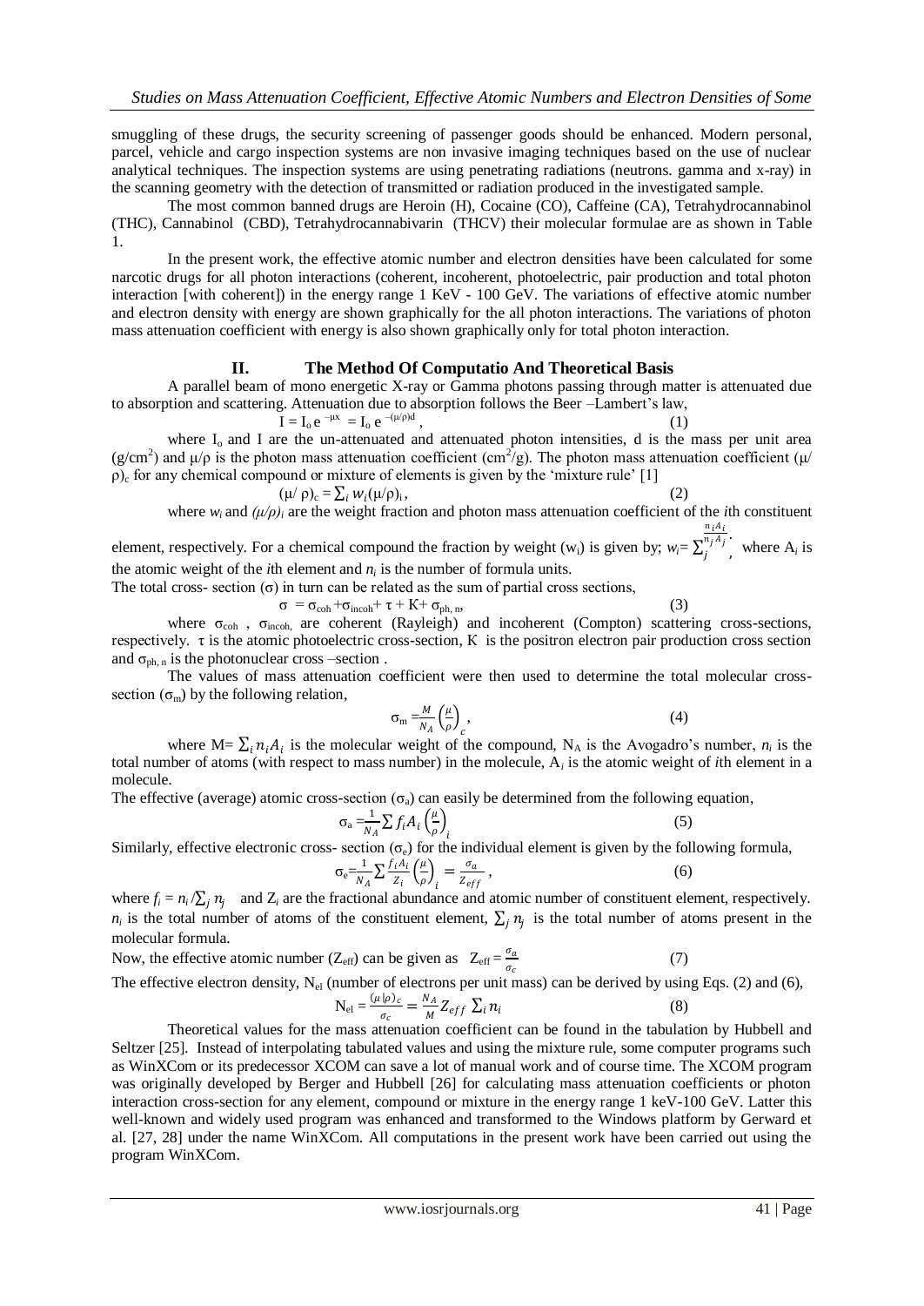smuggling of these drugs, the security screening of passenger goods should be enhanced. Modern personal, parcel, vehicle and cargo inspection systems are non invasive imaging techniques based on the use of nuclear analytical techniques. The inspection systems are using penetrating radiations (neutrons. gamma and x-ray) in the scanning geometry with the detection of transmitted or radiation produced in the investigated sample.

The most common banned drugs are Heroin (H), Cocaine (CO), Caffeine (CA), Tetrahydrocannabinol (THC), Cannabinol (CBD), Tetrahydrocannabivarin (THCV) their molecular formulae are as shown in Table 1.

In the present work, the effective atomic number and electron densities have been calculated for some narcotic drugs for all photon interactions (coherent, incoherent, photoelectric, pair production and total photon interaction [with coherent]) in the energy range 1 KeV - 100 GeV. The variations of effective atomic number and electron density with energy are shown graphically for the all photon interactions. The variations of photon mass attenuation coefficient with energy is also shown graphically only for total photon interaction.

## II. The Method Of Computatio And Theoretical Basis

A parallel beam of mono energetic X-ray or Gamma photons passing through matter is attenuated due to absorption and scattering. Attenuation due to absorption follows the Beer –Lambert's law,

$$I = I_o e^{-\mu x} = I_o e^{-(\mu/\rho)d}, \quad (1)$$

where $I_o$ and $I$ are the un-attenuated and attenuated photon intensities, d is the mass per unit area (g/cm$^2$) and $\mu/\rho$ is the photon mass attenuation coefficient (cm$^2$/g). The photon mass attenuation coefficient $(\mu/\rho)_c$ for any chemical compound or mixture of elements is given by the 'mixture rule' [1]

$$(\mu/\rho)_c = \sum_i w_i(\mu/\rho)_i, \quad (2)$$

where $w_i$ and $(\mu/\rho)_i$ are the weight fraction and photon mass attenuation coefficient of the $i$th constituent element, respectively. For a chemical compound the fraction by weight ($w_i$) is given by; $w_i = \frac{n_i A_i}{\sum_j n_j A_j}$, where $A_i$ is the atomic weight of the $i$th element and $n_i$ is the number of formula units.

The total cross- section ($\sigma$) in turn can be related as the sum of partial cross sections,

$$\sigma = \sigma_{coh} + \sigma_{incoh} + \tau + K + \sigma_{ph,n}, \quad (3)$$

where $\sigma_{coh}$ , $\sigma_{incoh}$, are coherent (Rayleigh) and incoherent (Compton) scattering cross-sections, respectively. $\tau$ is the atomic photoelectric cross-section, K is the positron electron pair production cross section and $\sigma_{ph,n}$ is the photonuclear cross –section .

The values of mass attenuation coefficient were then used to determine the total molecular cross-section ($\sigma_m$) by the following relation,

$$\sigma_m = \frac{M}{N_A}\left(\frac{\mu}{\rho}\right)_c, \quad (4)$$

where $M = \sum_i n_i A_i$ is the molecular weight of the compound, $N_A$ is the Avogadro's number, $n_i$ is the total number of atoms (with respect to mass number) in the molecule, $A_i$ is the atomic weight of $i$th element in a molecule.

The effective (average) atomic cross-section ($\sigma_a$) can easily be determined from the following equation,

$$\sigma_a = \frac{1}{N_A}\sum f_i A_i \left(\frac{\mu}{\rho}\right)_i \quad (5)$$

Similarly, effective electronic cross- section ($\sigma_e$) for the individual element is given by the following formula,

$$\sigma_e = \frac{1}{N_A}\sum \frac{f_i A_i}{Z_i}\left(\frac{\mu}{\rho}\right)_i = \frac{\sigma_a}{Z_{eff}}, \quad (6)$$

where $f_i = n_i/\sum_j n_j$ and $Z_i$ are the fractional abundance and atomic number of constituent element, respectively. $n_i$ is the total number of atoms of the constituent element, $\sum_j n_j$ is the total number of atoms present in the molecular formula.

Now, the effective atomic number ($Z_{eff}$) can be given as $Z_{eff} = \frac{\sigma_a}{\sigma_c}$ (7)

The effective electron density, $N_{el}$ (number of electrons per unit mass) can be derived by using Eqs. (2) and (6),

$$N_{el} = \frac{(\mu/\rho)_c}{\sigma_c} = \frac{N_A}{M} Z_{eff} \sum_i n_i \quad (8)$$

Theoretical values for the mass attenuation coefficient can be found in the tabulation by Hubbell and Seltzer [25]. Instead of interpolating tabulated values and using the mixture rule, some computer programs such as WinXCom or its predecessor XCOM can save a lot of manual work and of course time. The XCOM program was originally developed by Berger and Hubbell [26] for calculating mass attenuation coefficients or photon interaction cross-section for any element, compound or mixture in the energy range 1 keV-100 GeV. Latter this well-known and widely used program was enhanced and transformed to the Windows platform by Gerward et al. [27, 28] under the name WinXCom. All computations in the present work have been carried out using the program WinXCom.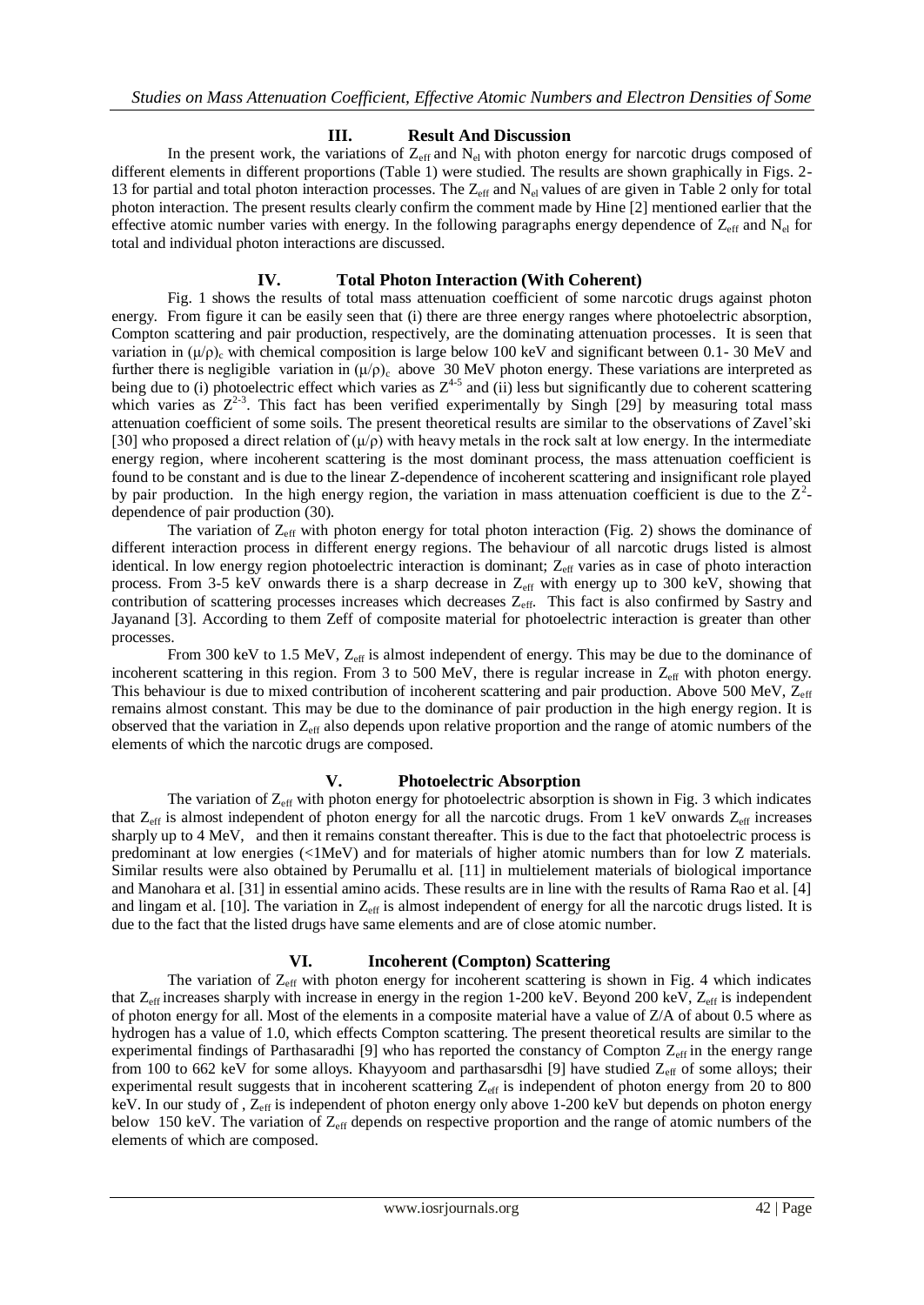## III. Result And Discussion

In the present work, the variations of $Z_{eff}$ and $N_{el}$ with photon energy for narcotic drugs composed of different elements in different proportions (Table 1) were studied. The results are shown graphically in Figs. 2-13 for partial and total photon interaction processes. The $Z_{eff}$ and $N_{el}$ values of are given in Table 2 only for total photon interaction. The present results clearly confirm the comment made by Hine [2] mentioned earlier that the effective atomic number varies with energy. In the following paragraphs energy dependence of $Z_{eff}$ and $N_{el}$ for total and individual photon interactions are discussed.

## IV. Total Photon Interaction (With Coherent)

Fig. 1 shows the results of total mass attenuation coefficient of some narcotic drugs against photon energy. From figure it can be easily seen that (i) there are three energy ranges where photoelectric absorption, Compton scattering and pair production, respectively, are the dominating attenuation processes. It is seen that variation in $(\mu/\rho)_c$ with chemical composition is large below 100 keV and significant between 0.1- 30 MeV and further there is negligible variation in $(\mu/\rho)_c$ above 30 MeV photon energy. These variations are interpreted as being due to (i) photoelectric effect which varies as $Z^{4-5}$ and (ii) less but significantly due to coherent scattering which varies as $Z^{2-3}$. This fact has been verified experimentally by Singh [29] by measuring total mass attenuation coefficient of some soils. The present theoretical results are similar to the observations of Zavel'ski [30] who proposed a direct relation of $(\mu/\rho)$ with heavy metals in the rock salt at low energy. In the intermediate energy region, where incoherent scattering is the most dominant process, the mass attenuation coefficient is found to be constant and is due to the linear Z-dependence of incoherent scattering and insignificant role played by pair production. In the high energy region, the variation in mass attenuation coefficient is due to the $Z^2$-dependence of pair production (30).

The variation of $Z_{eff}$ with photon energy for total photon interaction (Fig. 2) shows the dominance of different interaction process in different energy regions. The behaviour of all narcotic drugs listed is almost identical. In low energy region photoelectric interaction is dominant; $Z_{eff}$ varies as in case of photo interaction process. From 3-5 keV onwards there is a sharp decrease in $Z_{eff}$ with energy up to 300 keV, showing that contribution of scattering processes increases which decreases $Z_{eff}$. This fact is also confirmed by Sastry and Jayanand [3]. According to them Zeff of composite material for photoelectric interaction is greater than other processes.

From 300 keV to 1.5 MeV, $Z_{eff}$ is almost independent of energy. This may be due to the dominance of incoherent scattering in this region. From 3 to 500 MeV, there is regular increase in $Z_{eff}$ with photon energy. This behaviour is due to mixed contribution of incoherent scattering and pair production. Above 500 MeV, $Z_{eff}$ remains almost constant. This may be due to the dominance of pair production in the high energy region. It is observed that the variation in $Z_{eff}$ also depends upon relative proportion and the range of atomic numbers of the elements of which the narcotic drugs are composed.

## V. Photoelectric Absorption

The variation of $Z_{eff}$ with photon energy for photoelectric absorption is shown in Fig. 3 which indicates that $Z_{eff}$ is almost independent of photon energy for all the narcotic drugs. From 1 keV onwards $Z_{eff}$ increases sharply up to 4 MeV, and then it remains constant thereafter. This is due to the fact that photoelectric process is predominant at low energies (<1MeV) and for materials of higher atomic numbers than for low Z materials. Similar results were also obtained by Perumallu et al. [11] in multielement materials of biological importance and Manohara et al. [31] in essential amino acids. These results are in line with the results of Rama Rao et al. [4] and lingam et al. [10]. The variation in $Z_{eff}$ is almost independent of energy for all the narcotic drugs listed. It is due to the fact that the listed drugs have same elements and are of close atomic number.

## VI. Incoherent (Compton) Scattering

The variation of $Z_{eff}$ with photon energy for incoherent scattering is shown in Fig. 4 which indicates that $Z_{eff}$ increases sharply with increase in energy in the region 1-200 keV. Beyond 200 keV, $Z_{eff}$ is independent of photon energy for all. Most of the elements in a composite material have a value of Z/A of about 0.5 where as hydrogen has a value of 1.0, which effects Compton scattering. The present theoretical results are similar to the experimental findings of Parthasaradhi [9] who has reported the constancy of Compton $Z_{eff}$ in the energy range from 100 to 662 keV for some alloys. Khayyoom and parthasarsdhi [9] have studied $Z_{eff}$ of some alloys; their experimental result suggests that in incoherent scattering $Z_{eff}$ is independent of photon energy from 20 to 800 keV. In our study of , $Z_{eff}$ is independent of photon energy only above 1-200 keV but depends on photon energy below 150 keV. The variation of $Z_{eff}$ depends on respective proportion and the range of atomic numbers of the elements of which are composed.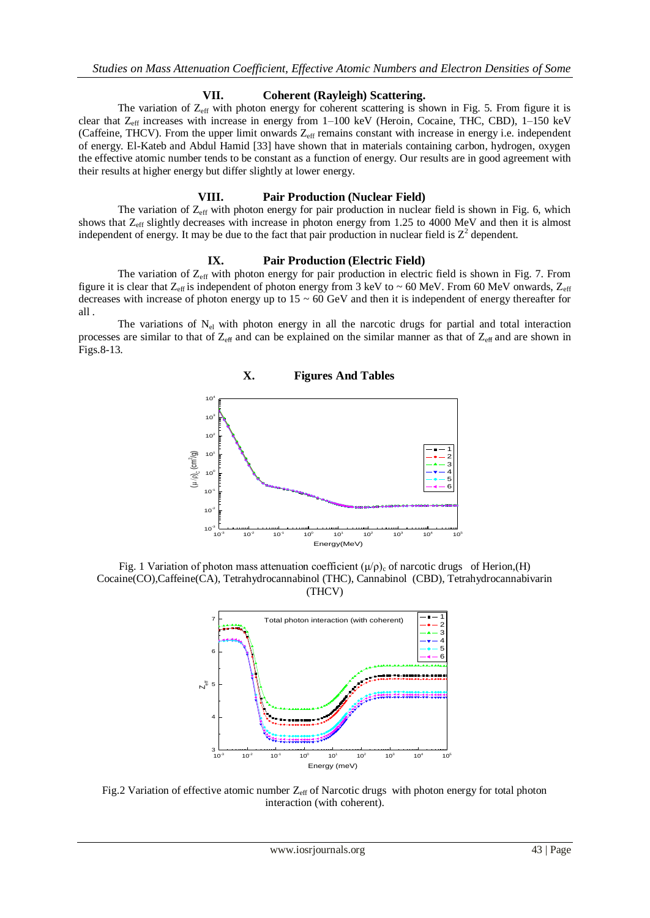## VII. Coherent (Rayleigh) Scattering.

The variation of $Z_{eff}$ with photon energy for coherent scattering is shown in Fig. 5. From figure it is clear that $Z_{eff}$ increases with increase in energy from 1–100 keV (Heroin, Cocaine, THC, CBD), 1–150 keV (Caffeine, THCV). From the upper limit onwards $Z_{eff}$ remains constant with increase in energy i.e. independent of energy. El-Kateb and Abdul Hamid [33] have shown that in materials containing carbon, hydrogen, oxygen the effective atomic number tends to be constant as a function of energy. Our results are in good agreement with their results at higher energy but differ slightly at lower energy.

## VIII. Pair Production (Nuclear Field)

The variation of $Z_{eff}$ with photon energy for pair production in nuclear field is shown in Fig. 6, which shows that $Z_{eff}$ slightly decreases with increase in photon energy from 1.25 to 4000 MeV and then it is almost independent of energy. It may be due to the fact that pair production in nuclear field is $Z^2$ dependent.

## IX. Pair Production (Electric Field)

The variation of $Z_{eff}$ with photon energy for pair production in electric field is shown in Fig. 7. From figure it is clear that $Z_{eff}$ is independent of photon energy from 3 keV to ~ 60 MeV. From 60 MeV onwards, $Z_{eff}$ decreases with increase of photon energy up to 15 ~ 60 GeV and then it is independent of energy thereafter for all .

The variations of $N_{el}$ with photon energy in all the narcotic drugs for partial and total interaction processes are similar to that of $Z_{eff}$ and can be explained on the similar manner as that of $Z_{eff}$ and are shown in Figs.8-13.

## X. Figures And Tables

Fig. 1 Variation of photon mass attenuation coefficient $(\mu/\rho)_c$ of narcotic drugs of Herion,(H) Cocaine(CO),Caffeine(CA), Tetrahydrocannabinol (THC), Cannabinol (CBD), Tetrahydrocannabivarin (THCV)

Fig.2 Variation of effective atomic number $Z_{eff}$ of Narcotic drugs with photon energy for total photon interaction (with coherent).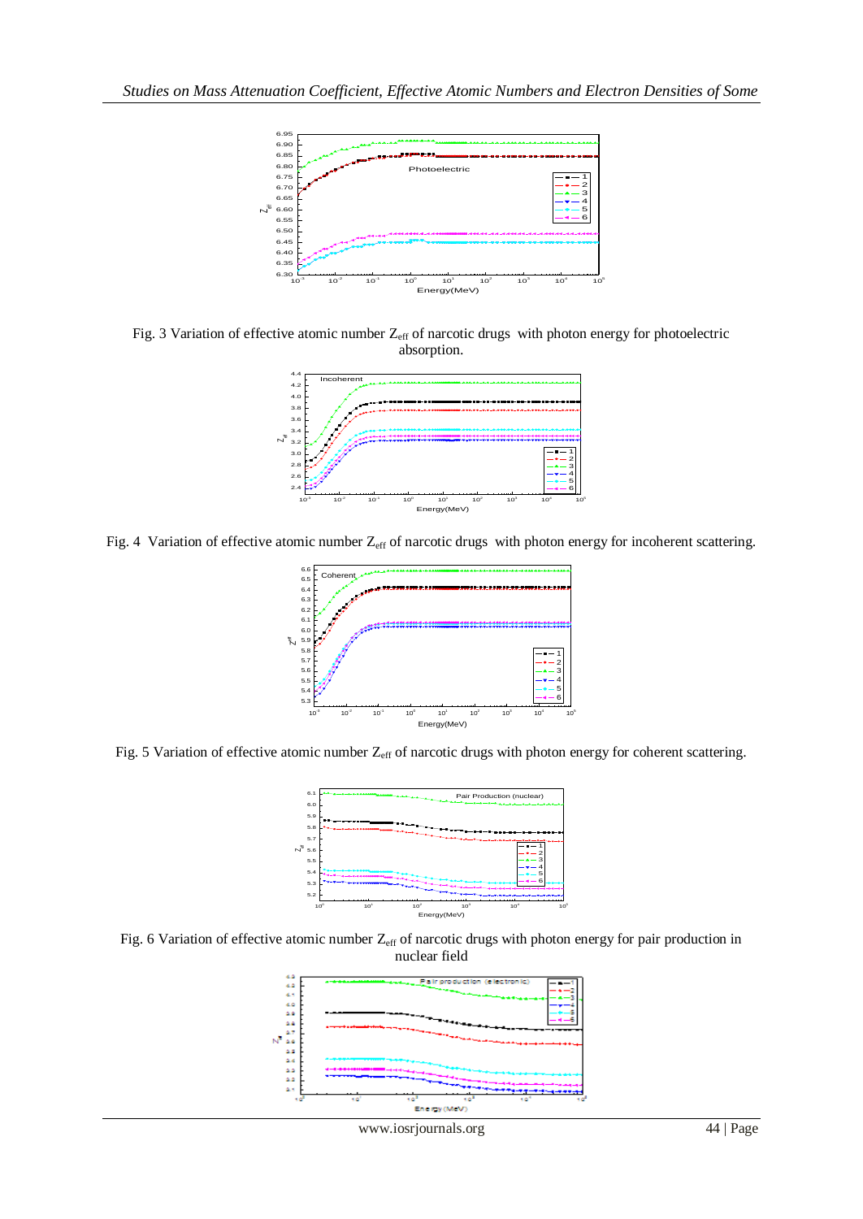Fig. 3 Variation of effective atomic number $Z_{eff}$ of narcotic drugs with photon energy for photoelectric absorption.

Fig. 4 Variation of effective atomic number $Z_{eff}$ of narcotic drugs with photon energy for incoherent scattering.

Fig. 5 Variation of effective atomic number $Z_{eff}$ of narcotic drugs with photon energy for coherent scattering.

Fig. 6 Variation of effective atomic number $Z_{eff}$ of narcotic drugs with photon energy for pair production in nuclear field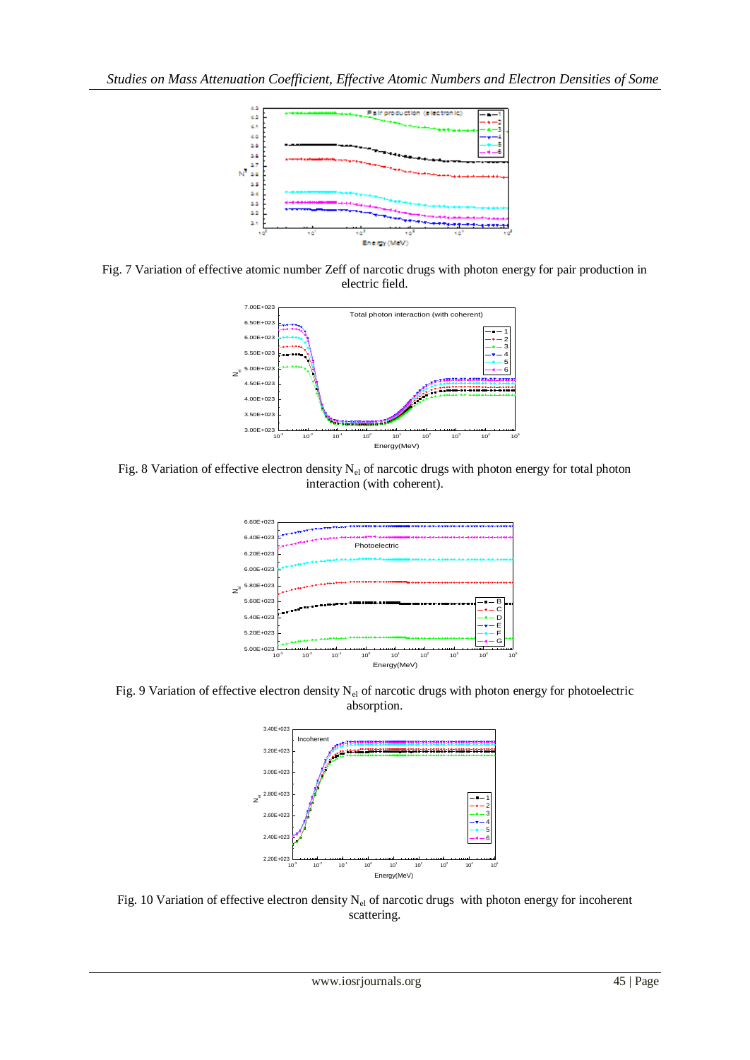Fig. 7 Variation of effective atomic number Zeff of narcotic drugs with photon energy for pair production in electric field.

Fig. 8 Variation of effective electron density $N_{el}$ of narcotic drugs with photon energy for total photon interaction (with coherent).

Fig. 9 Variation of effective electron density $N_{el}$ of narcotic drugs with photon energy for photoelectric absorption.

Fig. 10 Variation of effective electron density $N_{el}$ of narcotic drugs with photon energy for incoherent scattering.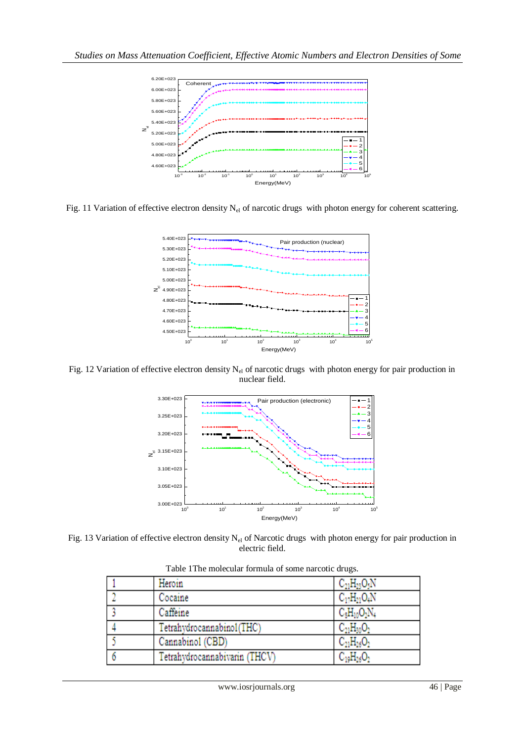Fig. 11 Variation of effective electron density $N_{el}$ of narcotic drugs with photon energy for coherent scattering.

Fig. 12 Variation of effective electron density $N_{el}$ of narcotic drugs with photon energy for pair production in nuclear field.

Fig. 13 Variation of effective electron density $N_{el}$ of Narcotic drugs with photon energy for pair production in electric field.

Table 1The molecular formula of some narcotic drugs.

| | | |
|---|---|---|
| 1 | Heroin | $C_{21}H_{23}O_5N$ |
| 2 | Cocaine | $C_{17}H_{21}O_4N$ |
| 3 | Caffeine | $C_8H_{10}O_2N_4$ |
| 4 | Tetrahydrocannabinol(THC) | $C_{21}H_{30}O_2$ |
| 5 | Cannabinol (CBD) | $C_{21}H_{26}O_2$ |
| 6 | Tetrahydrocannabivarin (THCV) | $C_{19}H_{26}O_2$ |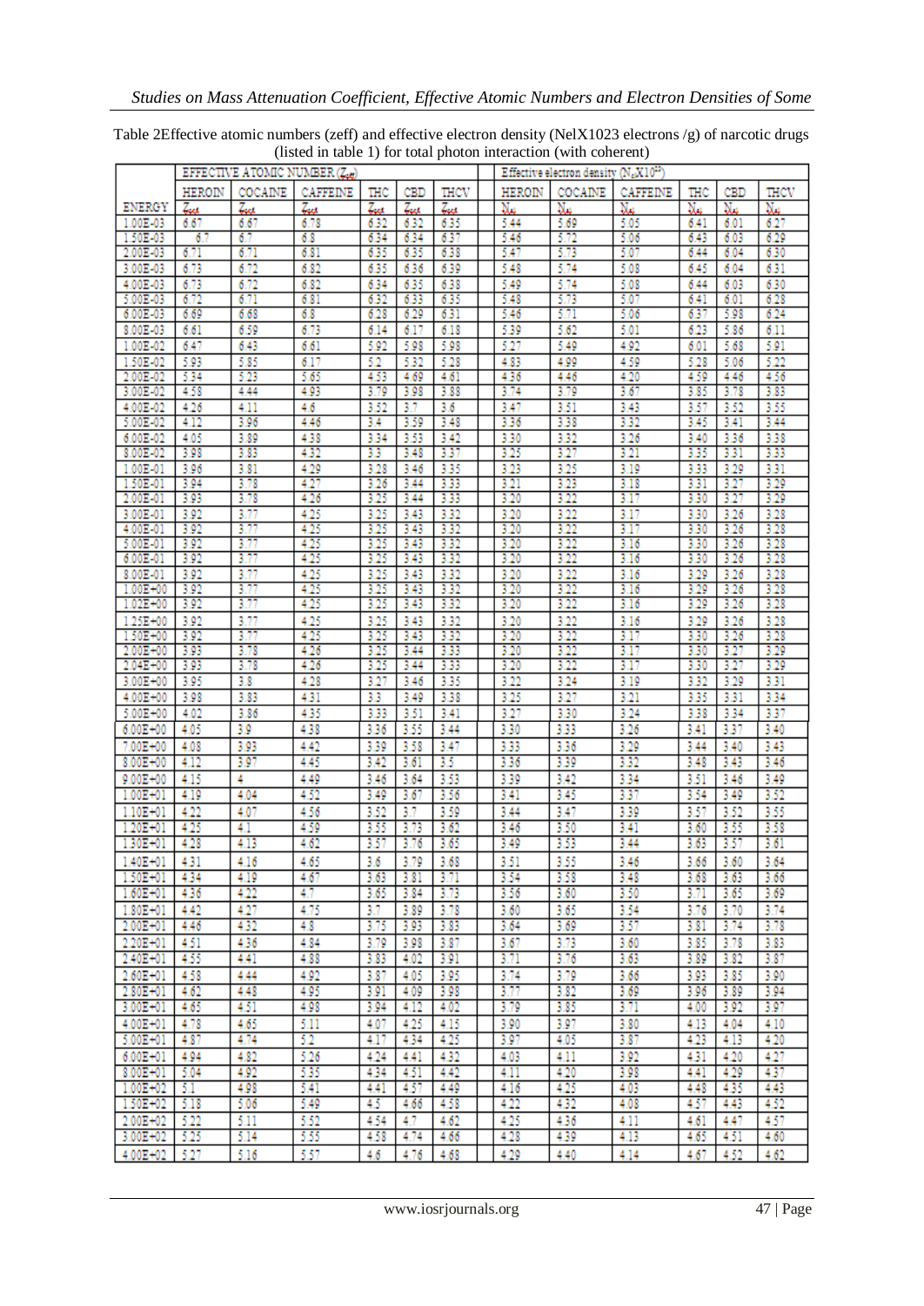Table 2Effective atomic numbers (zeff) and effective electron density (NelX1023 electrons /g) of narcotic drugs (listed in table 1) for total photon interaction (with coherent)

| | EFFECTIVE ATOMIC NUMBER ($Z_{eff}$) | | | | | | Effective electron density ($N_e$X$10^{23}$) | | | | | |
|---|---|---|---|---|---|---|---|---|---|---|---|---|
| | HEROIN | COCAINE | CAFFEINE | THC | CBD | THCV | HEROIN | COCAINE | CAFFEINE | THC | CBD | THCV |
| ENERGY | $Z_{eff}$ | $Z_{eff}$ | $Z_{eff}$ | $Z_{eff}$ | $Z_{eff}$ | $Z_{eff}$ | $N_{el}$ | $N_{el}$ | $N_{el}$ | $N_{el}$ | $N_{el}$ | $N_{el}$ |
| 1.00E-03 | 6.67 | 6.67 | 6.78 | 6.32 | 6.32 | 6.35 | 5.44 | 5.69 | 5.05 | 6.41 | 6.01 | 6.27 |
| 1.50E-03 | 6.7 | 6.7 | 6.8 | 6.34 | 6.34 | 6.37 | 5.46 | 5.72 | 5.06 | 6.43 | 6.03 | 6.29 |
| 2.00E-03 | 6.71 | 6.71 | 6.81 | 6.35 | 6.35 | 6.38 | 5.47 | 5.73 | 5.07 | 6.44 | 6.04 | 6.30 |
| 3.00E-03 | 6.73 | 6.72 | 6.82 | 6.35 | 6.36 | 6.39 | 5.48 | 5.74 | 5.08 | 6.45 | 6.04 | 6.31 |
| 4.00E-03 | 6.73 | 6.72 | 6.82 | 6.34 | 6.35 | 6.38 | 5.49 | 5.74 | 5.08 | 6.44 | 6.03 | 6.30 |
| 5.00E-03 | 6.72 | 6.71 | 6.81 | 6.32 | 6.33 | 6.35 | 5.48 | 5.73 | 5.07 | 6.41 | 6.01 | 6.28 |
| 6.00E-03 | 6.69 | 6.68 | 6.8 | 6.28 | 6.29 | 6.31 | 5.46 | 5.71 | 5.06 | 6.37 | 5.98 | 6.24 |
| 8.00E-03 | 6.61 | 6.59 | 6.73 | 6.14 | 6.17 | 6.18 | 5.39 | 5.62 | 5.01 | 6.23 | 5.86 | 6.11 |
| 1.00E-02 | 6.47 | 6.43 | 6.61 | 5.92 | 5.98 | 5.98 | 5.27 | 5.49 | 4.92 | 6.01 | 5.68 | 5.91 |
| 1.50E-02 | 5.93 | 5.85 | 6.17 | 5.2 | 5.32 | 5.28 | 4.83 | 4.99 | 4.59 | 5.28 | 5.06 | 5.22 |
| 2.00E-02 | 5.34 | 5.23 | 5.65 | 4.53 | 4.69 | 4.61 | 4.36 | 4.46 | 4.20 | 4.59 | 4.46 | 4.56 |
| 3.00E-02 | 4.58 | 4.44 | 4.93 | 3.79 | 3.98 | 3.88 | 3.74 | 3.79 | 3.67 | 3.85 | 3.78 | 3.83 |
| 4.00E-02 | 4.26 | 4.11 | 4.6 | 3.52 | 3.7 | 3.6 | 3.47 | 3.51 | 3.43 | 3.57 | 3.52 | 3.55 |
| 5.00E-02 | 4.12 | 3.96 | 4.46 | 3.4 | 3.59 | 3.48 | 3.36 | 3.38 | 3.32 | 3.45 | 3.41 | 3.44 |
| 6.00E-02 | 4.05 | 3.89 | 4.38 | 3.34 | 3.53 | 3.42 | 3.30 | 3.32 | 3.26 | 3.40 | 3.36 | 3.38 |
| 8.00E-02 | 3.98 | 3.83 | 4.32 | 3.3 | 3.48 | 3.37 | 3.25 | 3.27 | 3.21 | 3.35 | 3.31 | 3.33 |
| 1.00E-01 | 3.96 | 3.81 | 4.29 | 3.28 | 3.46 | 3.35 | 3.23 | 3.25 | 3.19 | 3.33 | 3.29 | 3.31 |
| 1.50E-01 | 3.94 | 3.78 | 4.27 | 3.26 | 3.44 | 3.33 | 3.21 | 3.23 | 3.18 | 3.31 | 3.27 | 3.29 |
| 2.00E-01 | 3.93 | 3.78 | 4.26 | 3.25 | 3.44 | 3.33 | 3.20 | 3.22 | 3.17 | 3.30 | 3.27 | 3.29 |
| 3.00E-01 | 3.92 | 3.77 | 4.25 | 3.25 | 3.43 | 3.32 | 3.20 | 3.22 | 3.17 | 3.30 | 3.26 | 3.28 |
| 4.00E-01 | 3.92 | 3.77 | 4.25 | 3.25 | 3.43 | 3.32 | 3.20 | 3.22 | 3.17 | 3.30 | 3.26 | 3.28 |
| 5.00E-01 | 3.92 | 3.77 | 4.25 | 3.25 | 3.43 | 3.32 | 3.20 | 3.22 | 3.16 | 3.30 | 3.26 | 3.28 |
| 6.00E-01 | 3.92 | 3.77 | 4.25 | 3.25 | 3.43 | 3.32 | 3.20 | 3.22 | 3.16 | 3.30 | 3.26 | 3.28 |
| 8.00E-01 | 3.92 | 3.77 | 4.25 | 3.25 | 3.43 | 3.32 | 3.20 | 3.22 | 3.16 | 3.29 | 3.26 | 3.28 |
| 1.00E+00 | 3.92 | 3.77 | 4.25 | 3.25 | 3.43 | 3.32 | 3.20 | 3.22 | 3.16 | 3.29 | 3.26 | 3.28 |
| 1.02E+00 | 3.92 | 3.77 | 4.25 | 3.25 | 3.43 | 3.32 | 3.20 | 3.22 | 3.16 | 3.29 | 3.26 | 3.28 |
| 1.25E+00 | 3.92 | 3.77 | 4.25 | 3.25 | 3.43 | 3.32 | 3.20 | 3.22 | 3.16 | 3.29 | 3.26 | 3.28 |
| 1.50E+00 | 3.92 | 3.77 | 4.25 | 3.25 | 3.43 | 3.32 | 3.20 | 3.22 | 3.17 | 3.30 | 3.26 | 3.28 |
| 2.00E+00 | 3.93 | 3.78 | 4.26 | 3.25 | 3.44 | 3.33 | 3.20 | 3.22 | 3.17 | 3.30 | 3.27 | 3.29 |
| 2.04E+00 | 3.93 | 3.78 | 4.26 | 3.25 | 3.44 | 3.33 | 3.20 | 3.22 | 3.17 | 3.30 | 3.27 | 3.29 |
| 3.00E+00 | 3.95 | 3.8 | 4.28 | 3.27 | 3.46 | 3.35 | 3.22 | 3.24 | 3.19 | 3.32 | 3.29 | 3.31 |
| 4.00E+00 | 3.98 | 3.83 | 4.31 | 3.3 | 3.49 | 3.38 | 3.25 | 3.27 | 3.21 | 3.35 | 3.31 | 3.34 |
| 5.00E+00 | 4.02 | 3.86 | 4.35 | 3.33 | 3.51 | 3.41 | 3.27 | 3.30 | 3.24 | 3.38 | 3.34 | 3.37 |
| 6.00E+00 | 4.05 | 3.9 | 4.38 | 3.36 | 3.55 | 3.44 | 3.30 | 3.33 | 3.26 | 3.41 | 3.37 | 3.40 |
| 7.00E+00 | 4.08 | 3.93 | 4.42 | 3.39 | 3.58 | 3.47 | 3.33 | 3.36 | 3.29 | 3.44 | 3.40 | 3.43 |
| 8.00E+00 | 4.12 | 3.97 | 4.45 | 3.42 | 3.61 | 3.5 | 3.36 | 3.39 | 3.32 | 3.48 | 3.43 | 3.46 |
| 9.00E+00 | 4.15 | 4 | 4.49 | 3.46 | 3.64 | 3.53 | 3.39 | 3.42 | 3.34 | 3.51 | 3.46 | 3.49 |
| 1.00E+01 | 4.19 | 4.04 | 4.52 | 3.49 | 3.67 | 3.56 | 3.41 | 3.45 | 3.37 | 3.54 | 3.49 | 3.52 |
| 1.10E+01 | 4.22 | 4.07 | 4.56 | 3.52 | 3.7 | 3.59 | 3.44 | 3.47 | 3.39 | 3.57 | 3.52 | 3.55 |
| 1.20E+01 | 4.25 | 4.1 | 4.59 | 3.55 | 3.73 | 3.62 | 3.46 | 3.50 | 3.41 | 3.60 | 3.55 | 3.58 |
| 1.30E+01 | 4.28 | 4.13 | 4.62 | 3.57 | 3.76 | 3.65 | 3.49 | 3.53 | 3.44 | 3.63 | 3.57 | 3.61 |
| 1.40E+01 | 4.31 | 4.16 | 4.65 | 3.6 | 3.79 | 3.68 | 3.51 | 3.55 | 3.46 | 3.66 | 3.60 | 3.64 |
| 1.50E+01 | 4.34 | 4.19 | 4.67 | 3.63 | 3.81 | 3.71 | 3.54 | 3.58 | 3.48 | 3.68 | 3.63 | 3.66 |
| 1.60E+01 | 4.36 | 4.22 | 4.7 | 3.65 | 3.84 | 3.73 | 3.56 | 3.60 | 3.50 | 3.71 | 3.65 | 3.69 |
| 1.80E+01 | 4.42 | 4.27 | 4.75 | 3.7 | 3.89 | 3.78 | 3.60 | 3.65 | 3.54 | 3.76 | 3.70 | 3.74 |
| 2.00E+01 | 4.46 | 4.32 | 4.8 | 3.75 | 3.93 | 3.83 | 3.64 | 3.69 | 3.57 | 3.81 | 3.74 | 3.78 |
| 2.20E+01 | 4.51 | 4.36 | 4.84 | 3.79 | 3.98 | 3.87 | 3.67 | 3.73 | 3.60 | 3.85 | 3.78 | 3.83 |
| 2.40E+01 | 4.55 | 4.41 | 4.88 | 3.83 | 4.02 | 3.91 | 3.71 | 3.76 | 3.63 | 3.89 | 3.82 | 3.87 |
| 2.60E+01 | 4.58 | 4.44 | 4.92 | 3.87 | 4.05 | 3.95 | 3.74 | 3.79 | 3.66 | 3.93 | 3.85 | 3.90 |
| 2.80E+01 | 4.62 | 4.48 | 4.95 | 3.91 | 4.09 | 3.98 | 3.77 | 3.82 | 3.69 | 3.96 | 3.89 | 3.94 |
| 3.00E+01 | 4.65 | 4.51 | 4.98 | 3.94 | 4.12 | 4.02 | 3.79 | 3.85 | 3.71 | 4.00 | 3.92 | 3.97 |
| 4.00E+01 | 4.78 | 4.65 | 5.11 | 4.07 | 4.25 | 4.15 | 3.90 | 3.97 | 3.80 | 4.13 | 4.04 | 4.10 |
| 5.00E+01 | 4.87 | 4.74 | 5.2 | 4.17 | 4.34 | 4.25 | 3.97 | 4.05 | 3.87 | 4.23 | 4.13 | 4.20 |
| 6.00E+01 | 4.94 | 4.82 | 5.26 | 4.24 | 4.41 | 4.32 | 4.03 | 4.11 | 3.92 | 4.31 | 4.20 | 4.27 |
| 8.00E+01 | 5.04 | 4.92 | 5.35 | 4.34 | 4.51 | 4.42 | 4.11 | 4.20 | 3.98 | 4.41 | 4.29 | 4.37 |
| 1.00E+02 | 5.1 | 4.98 | 5.41 | 4.41 | 4.57 | 4.49 | 4.16 | 4.25 | 4.03 | 4.48 | 4.35 | 4.43 |
| 1.50E+02 | 5.18 | 5.06 | 5.49 | 4.5 | 4.66 | 4.58 | 4.22 | 4.32 | 4.08 | 4.57 | 4.43 | 4.52 |
| 2.00E+02 | 5.22 | 5.11 | 5.52 | 4.54 | 4.7 | 4.62 | 4.25 | 4.36 | 4.11 | 4.61 | 4.47 | 4.57 |
| 3.00E+02 | 5.25 | 5.14 | 5.55 | 4.58 | 4.74 | 4.66 | 4.28 | 4.39 | 4.13 | 4.65 | 4.51 | 4.60 |
| 4.00E+02 | 5.27 | 5.16 | 5.57 | 4.6 | 4.76 | 4.68 | 4.29 | 4.40 | 4.14 | 4.67 | 4.52 | 4.62 |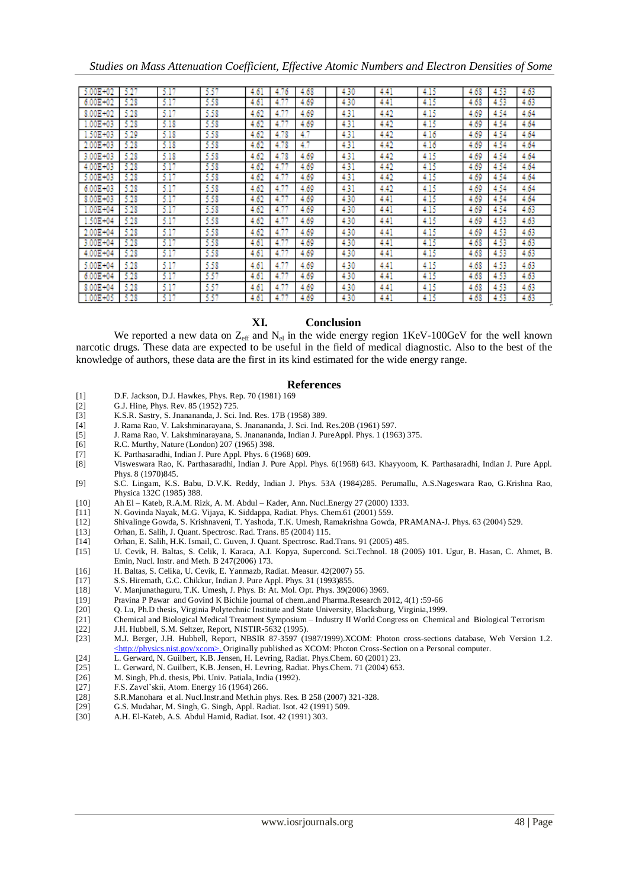| | | | | | | | | | | | | |
|---|---|---|---|---|---|---|---|---|---|---|---|---|
| 5.00E+02 | 5.27 | 5.17 | 5.57 | 4.61 | 4.76 | 4.68 | 4.30 | 4.41 | 4.15 | 4.68 | 4.53 | 4.63 |
| 6.00E+02 | 5.28 | 5.17 | 5.58 | 4.61 | 4.77 | 4.69 | 4.30 | 4.41 | 4.15 | 4.68 | 4.53 | 4.63 |
| 8.00E+02 | 5.28 | 5.17 | 5.58 | 4.62 | 4.77 | 4.69 | 4.31 | 4.42 | 4.15 | 4.69 | 4.54 | 4.64 |
| 1.00E+03 | 5.28 | 5.18 | 5.58 | 4.62 | 4.77 | 4.69 | 4.31 | 4.42 | 4.15 | 4.69 | 4.54 | 4.64 |
| 1.50E+03 | 5.29 | 5.18 | 5.58 | 4.62 | 4.78 | 4.7 | 4.31 | 4.42 | 4.16 | 4.69 | 4.54 | 4.64 |
| 2.00E+03 | 5.28 | 5.18 | 5.58 | 4.62 | 4.78 | 4.7 | 4.31 | 4.42 | 4.16 | 4.69 | 4.54 | 4.64 |
| 3.00E+03 | 5.28 | 5.18 | 5.58 | 4.62 | 4.78 | 4.69 | 4.31 | 4.42 | 4.15 | 4.69 | 4.54 | 4.64 |
| 4.00E+03 | 5.28 | 5.17 | 5.58 | 4.62 | 4.77 | 4.69 | 4.31 | 4.42 | 4.15 | 4.69 | 4.54 | 4.64 |
| 5.00E+03 | 5.28 | 5.17 | 5.58 | 4.62 | 4.77 | 4.69 | 4.31 | 4.42 | 4.15 | 4.69 | 4.54 | 4.64 |
| 6.00E+03 | 5.28 | 5.17 | 5.58 | 4.62 | 4.77 | 4.69 | 4.31 | 4.42 | 4.15 | 4.69 | 4.54 | 4.64 |
| 8.00E+03 | 5.28 | 5.17 | 5.58 | 4.62 | 4.77 | 4.69 | 4.30 | 4.41 | 4.15 | 4.69 | 4.54 | 4.64 |
| 1.00E+04 | 5.28 | 5.17 | 5.58 | 4.62 | 4.77 | 4.69 | 4.30 | 4.41 | 4.15 | 4.69 | 4.54 | 4.63 |
| 1.50E+04 | 5.28 | 5.17 | 5.58 | 4.62 | 4.77 | 4.69 | 4.30 | 4.41 | 4.15 | 4.69 | 4.53 | 4.63 |
| 2.00E+04 | 5.28 | 5.17 | 5.58 | 4.62 | 4.77 | 4.69 | 4.30 | 4.41 | 4.15 | 4.69 | 4.53 | 4.63 |
| 3.00E+04 | 5.28 | 5.17 | 5.58 | 4.61 | 4.77 | 4.69 | 4.30 | 4.41 | 4.15 | 4.68 | 4.53 | 4.63 |
| 4.00E+04 | 5.28 | 5.17 | 5.58 | 4.61 | 4.77 | 4.69 | 4.30 | 4.41 | 4.15 | 4.68 | 4.53 | 4.63 |
| 5.00E+04 | 5.28 | 5.17 | 5.58 | 4.61 | 4.77 | 4.69 | 4.30 | 4.41 | 4.15 | 4.68 | 4.53 | 4.63 |
| 6.00E+04 | 5.28 | 5.17 | 5.57 | 4.61 | 4.77 | 4.69 | 4.30 | 4.41 | 4.15 | 4.68 | 4.53 | 4.63 |
| 8.00E+04 | 5.28 | 5.17 | 5.57 | 4.61 | 4.77 | 4.69 | 4.30 | 4.41 | 4.15 | 4.68 | 4.53 | 4.63 |
| 1.00E+05 | 5.28 | 5.17 | 5.57 | 4.61 | 4.77 | 4.69 | 4.30 | 4.41 | 4.15 | 4.68 | 4.53 | 4.63 |

## XI. Conclusion

We reported a new data on $Z_{eff}$ and $N_{el}$ in the wide energy region 1KeV-100GeV for the well known narcotic drugs. These data are expected to be useful in the field of medical diagnostic. Also to the best of the knowledge of authors, these data are the first in its kind estimated for the wide energy range.

## References

[1] D.F. Jackson, D.J. Hawkes, Phys. Rep. 70 (1981) 169
[2] G.J. Hine, Phys. Rev. 85 (1952) 725.
[3] K.S.R. Sastry, S. Jnanananda, J. Sci. Ind. Res. 17B (1958) 389.
[4] J. Rama Rao, V. Lakshminarayana, S. Jnanananda, J. Sci. Ind. Res.20B (1961) 597.
[5] J. Rama Rao, V. Lakshminarayana, S. Jnanananda, Indian J. PureAppl. Phys. 1 (1963) 375.
[6] R.C. Murthy, Nature (London) 207 (1965) 398.
[7] K. Parthasaradhi, Indian J. Pure Appl. Phys. 6 (1968) 609.
[8] Visweswara Rao, K. Parthasaradhi, Indian J. Pure Appl. Phys. 6(1968) 643. Khayyoom, K. Parthasaradhi, Indian J. Pure Appl. Phys. 8 (1970)845.
[9] S.C. Lingam, K.S. Babu, D.V.K. Reddy, Indian J. Phys. 53A (1984)285. Perumallu, A.S.Nageswara Rao, G.Krishna Rao, Physica 132C (1985) 388.
[10] Ah El – Kateb, R.A.M. Rizk, A. M. Abdul – Kader, Ann. Nucl.Energy 27 (2000) 1333.
[11] N. Govinda Nayak, M.G. Vijaya, K. Siddappa, Radiat. Phys. Chem.61 (2001) 559.
[12] Shivalinge Gowda, S. Krishnaveni, T. Yashoda, T.K. Umesh, Ramakrishna Gowda, PRAMANA-J. Phys. 63 (2004) 529.
[13] Orhan, E. Salih, J. Quant. Spectrosc. Rad. Trans. 85 (2004) 115.
[14] Orhan, E. Salih, H.K. Ismail, C. Guven, J. Quant. Spectrosc. Rad.Trans. 91 (2005) 485.
[15] U. Cevik, H. Baltas, S. Celik, I. Karaca, A.I. Kopya, Supercond. Sci.Technol. 18 (2005) 101. Ugur, B. Hasan, C. Ahmet, B. Emin, Nucl. Instr. and Meth. B 247(2006) 173.
[16] H. Baltas, S. Celika, U. Cevik, E. Yanmazb, Radiat. Measur. 42(2007) 55.
[17] S.S. Hiremath, G.C. Chikkur, Indian J. Pure Appl. Phys. 31 (1993)855.
[18] V. Manjunathaguru, T.K. Umesh, J. Phys. B: At. Mol. Opt. Phys. 39(2006) 3969.
[19] Pravina P Pawar and Govind K Bichile journal of chem..and Pharma.Research 2012, 4(1) :59-66
[20] Q. Lu, Ph.D thesis, Virginia Polytechnic Institute and State University, Blacksburg, Virginia,1999.
[21] Chemical and Biological Medical Treatment Symposium – Industry II World Congress on Chemical and Biological Terrorism
[22] J.H. Hubbell, S.M. Seltzer, Report, NISTIR-5632 (1995).
[23] M.J. Berger, J.H. Hubbell, Report, NBSIR 87-3597 (1987/1999).XCOM: Photon cross-sections database, Web Version 1.2. <http://physics.nist.gov/xcom>. Originally published as XCOM: Photon Cross-Section on a Personal computer.
[24] L. Gerward, N. Guilbert, K.B. Jensen, H. Levring, Radiat. Phys.Chem. 60 (2001) 23.
[25] L. Gerward, N. Guilbert, K.B. Jensen, H. Levring, Radiat. Phys.Chem. 71 (2004) 653.
[26] M. Singh, Ph.d. thesis, Pbi. Univ. Patiala, India (1992).
[27] F.S. Zavel'skii, Atom. Energy 16 (1964) 266.
[28] S.R.Manohara et al. Nucl.Instr.and Meth.in phys. Res. B 258 (2007) 321-328.
[29] G.S. Mudahar, M. Singh, G. Singh, Appl. Radiat. Isot. 42 (1991) 509.
[30] A.H. El-Kateb, A.S. Abdul Hamid, Radiat. Isot. 42 (1991) 303.